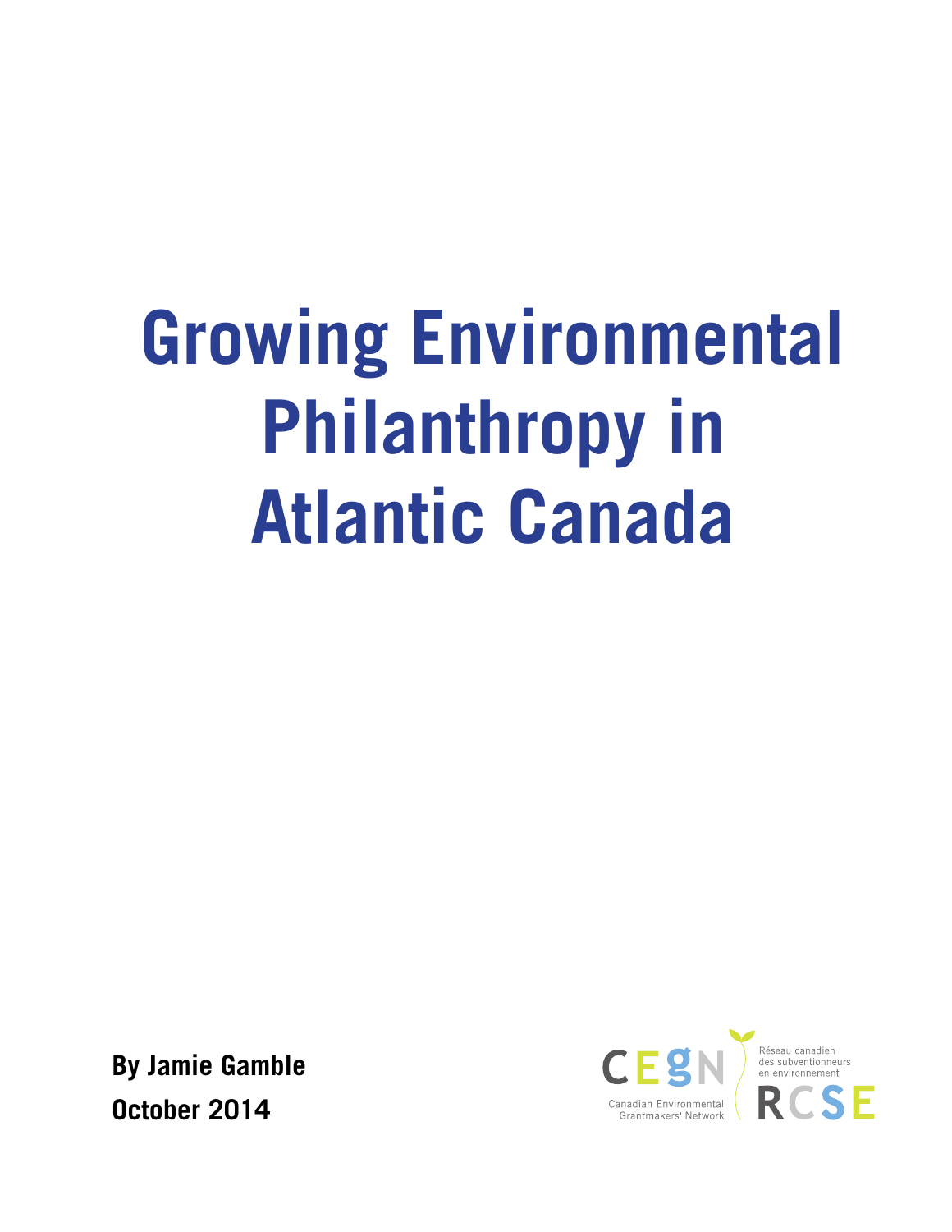# Growing Environmental Philanthropy in Atlantic Canada

**By Jamie Gamble**

**October 2014**

CEGN
Canadian Environmental Grantmakers' Network

Réseau canadien des subventionneurs en environnement
RCSE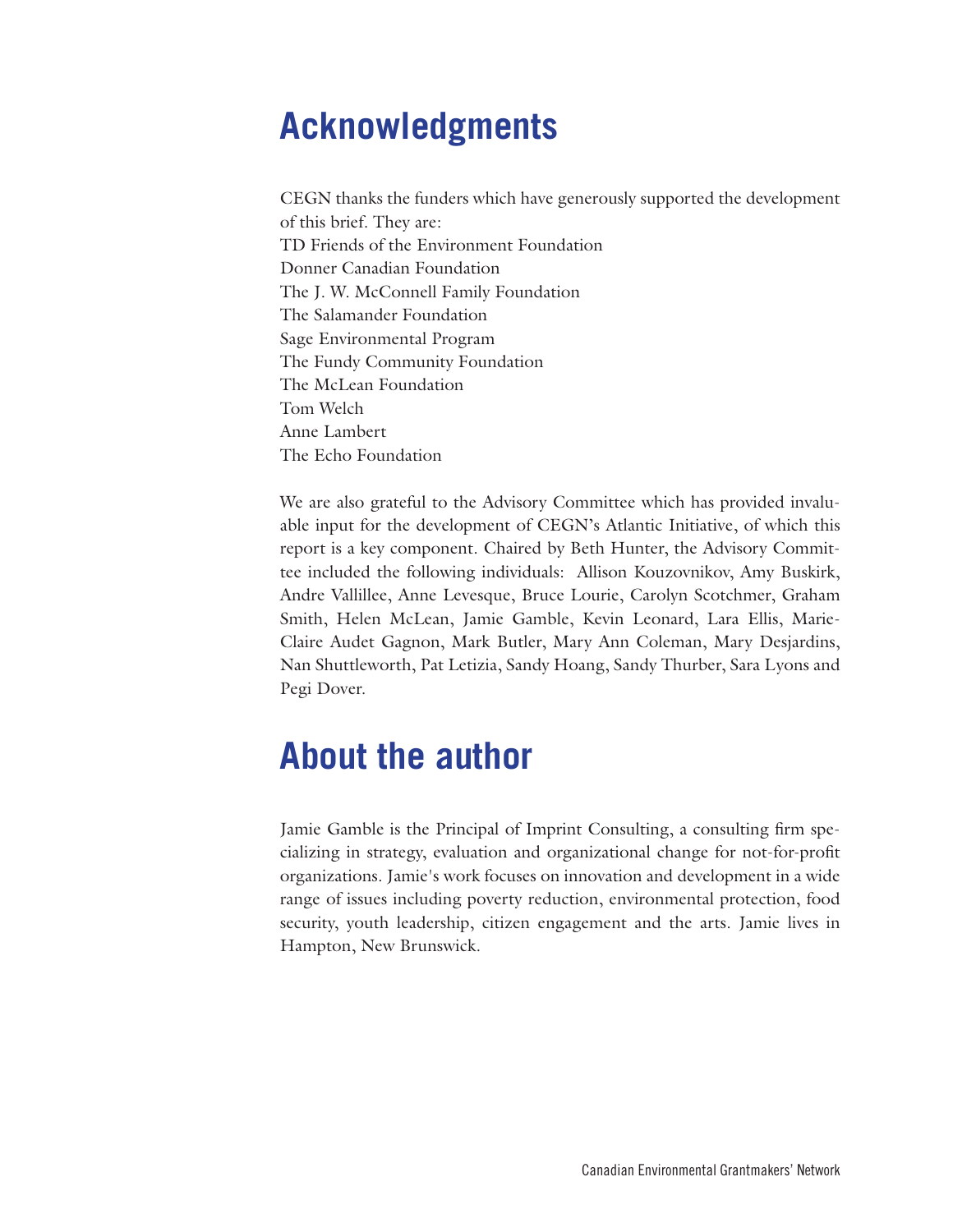# Acknowledgments

CEGN thanks the funders which have generously supported the development of this brief. They are:
TD Friends of the Environment Foundation
Donner Canadian Foundation
The J. W. McConnell Family Foundation
The Salamander Foundation
Sage Environmental Program
The Fundy Community Foundation
The McLean Foundation
Tom Welch
Anne Lambert
The Echo Foundation

We are also grateful to the Advisory Committee which has provided invaluable input for the development of CEGN's Atlantic Initiative, of which this report is a key component. Chaired by Beth Hunter, the Advisory Committee included the following individuals: Allison Kouzovnikov, Amy Buskirk, Andre Vallillee, Anne Levesque, Bruce Lourie, Carolyn Scotchmer, Graham Smith, Helen McLean, Jamie Gamble, Kevin Leonard, Lara Ellis, Marie-Claire Audet Gagnon, Mark Butler, Mary Ann Coleman, Mary Desjardins, Nan Shuttleworth, Pat Letizia, Sandy Hoang, Sandy Thurber, Sara Lyons and Pegi Dover.

# About the author

Jamie Gamble is the Principal of Imprint Consulting, a consulting firm specializing in strategy, evaluation and organizational change for not-for-profit organizations. Jamie's work focuses on innovation and development in a wide range of issues including poverty reduction, environmental protection, food security, youth leadership, citizen engagement and the arts. Jamie lives in Hampton, New Brunswick.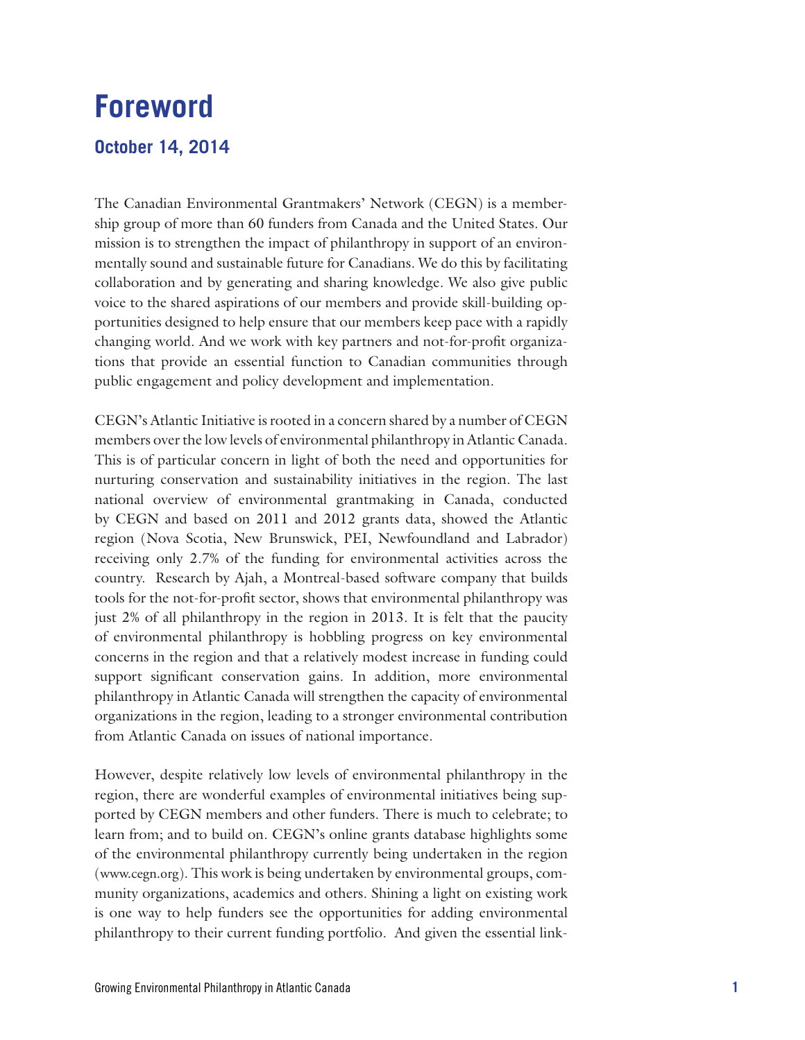# Foreword

## October 14, 2014

The Canadian Environmental Grantmakers' Network (CEGN) is a membership group of more than 60 funders from Canada and the United States. Our mission is to strengthen the impact of philanthropy in support of an environmentally sound and sustainable future for Canadians. We do this by facilitating collaboration and by generating and sharing knowledge. We also give public voice to the shared aspirations of our members and provide skill-building opportunities designed to help ensure that our members keep pace with a rapidly changing world. And we work with key partners and not-for-profit organizations that provide an essential function to Canadian communities through public engagement and policy development and implementation.

CEGN's Atlantic Initiative is rooted in a concern shared by a number of CEGN members over the low levels of environmental philanthropy in Atlantic Canada. This is of particular concern in light of both the need and opportunities for nurturing conservation and sustainability initiatives in the region. The last national overview of environmental grantmaking in Canada, conducted by CEGN and based on 2011 and 2012 grants data, showed the Atlantic region (Nova Scotia, New Brunswick, PEI, Newfoundland and Labrador) receiving only 2.7% of the funding for environmental activities across the country. Research by Ajah, a Montreal-based software company that builds tools for the not-for-profit sector, shows that environmental philanthropy was just 2% of all philanthropy in the region in 2013. It is felt that the paucity of environmental philanthropy is hobbling progress on key environmental concerns in the region and that a relatively modest increase in funding could support significant conservation gains. In addition, more environmental philanthropy in Atlantic Canada will strengthen the capacity of environmental organizations in the region, leading to a stronger environmental contribution from Atlantic Canada on issues of national importance.

However, despite relatively low levels of environmental philanthropy in the region, there are wonderful examples of environmental initiatives being supported by CEGN members and other funders. There is much to celebrate; to learn from; and to build on. CEGN's online grants database highlights some of the environmental philanthropy currently being undertaken in the region (www.cegn.org). This work is being undertaken by environmental groups, community organizations, academics and others. Shining a light on existing work is one way to help funders see the opportunities for adding environmental philanthropy to their current funding portfolio. And given the essential link-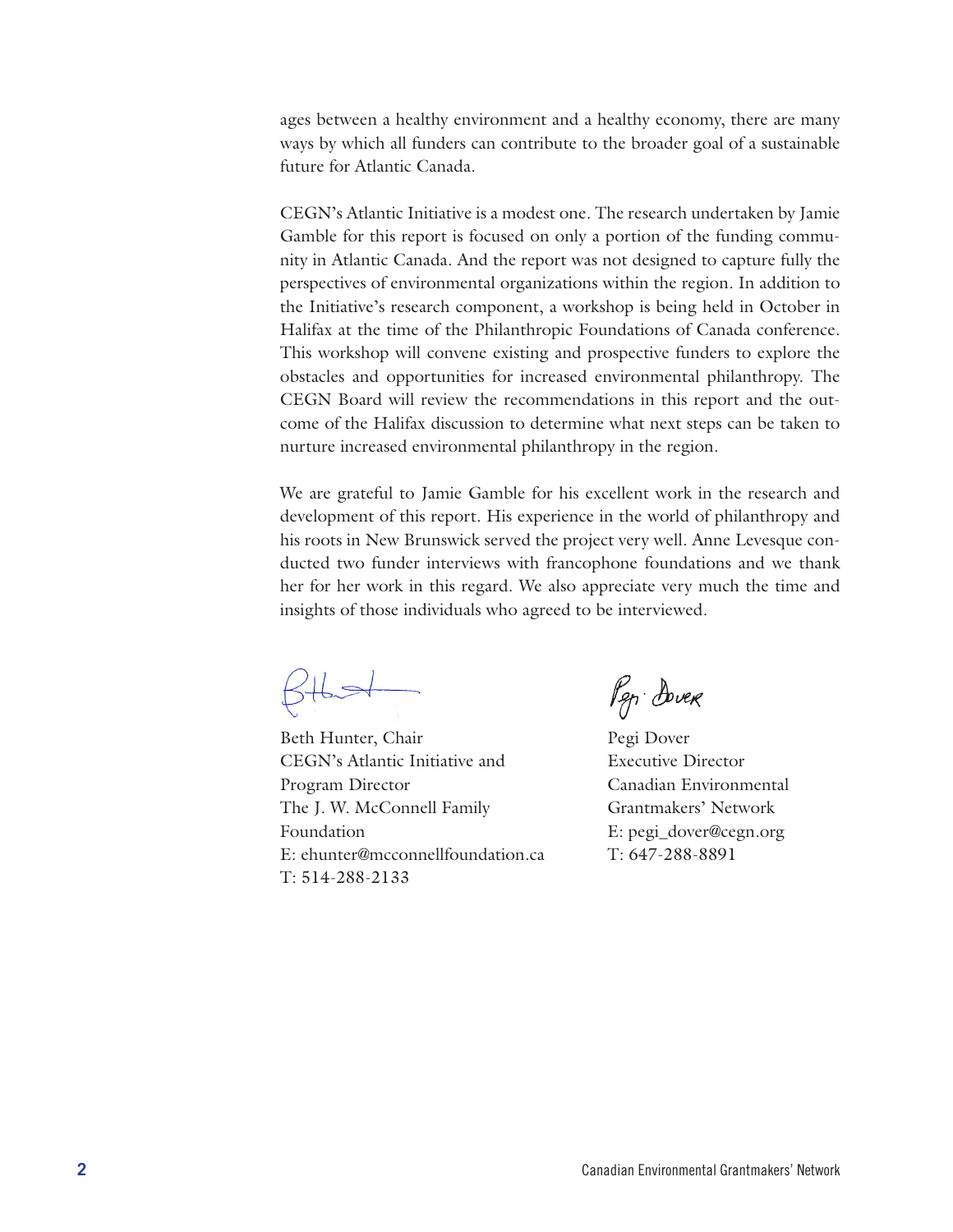ages between a healthy environment and a healthy economy, there are many ways by which all funders can contribute to the broader goal of a sustainable future for Atlantic Canada.

CEGN's Atlantic Initiative is a modest one. The research undertaken by Jamie Gamble for this report is focused on only a portion of the funding community in Atlantic Canada. And the report was not designed to capture fully the perspectives of environmental organizations within the region. In addition to the Initiative's research component, a workshop is being held in October in Halifax at the time of the Philanthropic Foundations of Canada conference. This workshop will convene existing and prospective funders to explore the obstacles and opportunities for increased environmental philanthropy. The CEGN Board will review the recommendations in this report and the outcome of the Halifax discussion to determine what next steps can be taken to nurture increased environmental philanthropy in the region.

We are grateful to Jamie Gamble for his excellent work in the research and development of this report. His experience in the world of philanthropy and his roots in New Brunswick served the project very well. Anne Levesque conducted two funder interviews with francophone foundations and we thank her for her work in this regard. We also appreciate very much the time and insights of those individuals who agreed to be interviewed.

Beth Hunter, Chair
CEGN's Atlantic Initiative and
Program Director
The J. W. McConnell Family
Foundation
E: ehunter@mcconnellfoundation.ca
T: 514-288-2133

Pegi Dover
Executive Director
Canadian Environmental
Grantmakers' Network
E: pegi_dover@cegn.org
T: 647-288-8891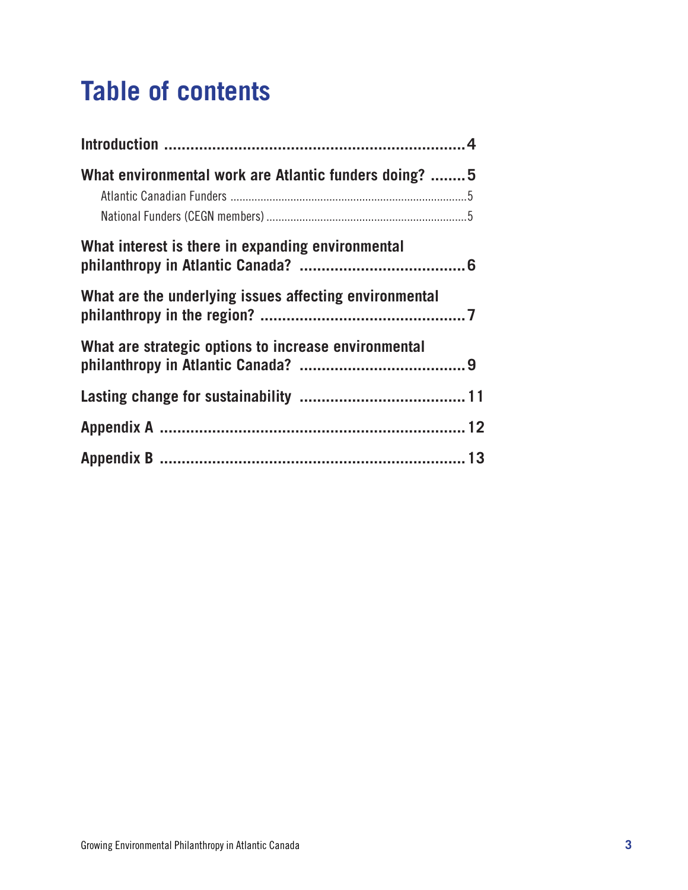# Table of contents

**Introduction** ....................................................................4

**What environmental work are Atlantic funders doing?** ........5

- Atlantic Canadian Funders ............................................................................5
- National Funders (CEGN members) .................................................................5

**What interest is there in expanding environmental philanthropy in Atlantic Canada?** ......................................6

**What are the underlying issues affecting environmental philanthropy in the region?** ...............................................7

**What are strategic options to increase environmental philanthropy in Atlantic Canada?** ......................................9

**Lasting change for sustainability** .....................................11

**Appendix A** ...................................................................12

**Appendix B** ...................................................................13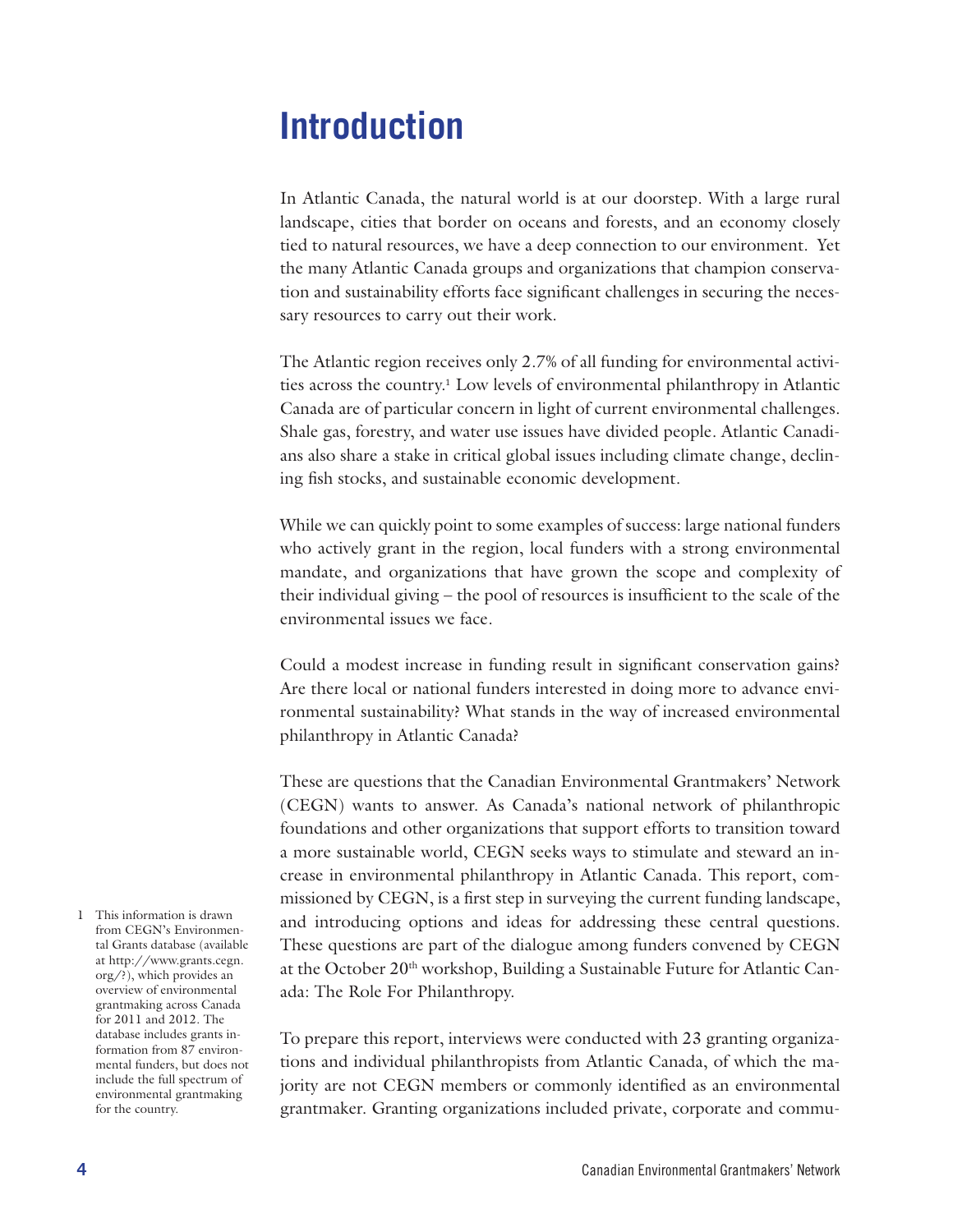# Introduction

In Atlantic Canada, the natural world is at our doorstep. With a large rural landscape, cities that border on oceans and forests, and an economy closely tied to natural resources, we have a deep connection to our environment. Yet the many Atlantic Canada groups and organizations that champion conservation and sustainability efforts face significant challenges in securing the necessary resources to carry out their work.

The Atlantic region receives only 2.7% of all funding for environmental activities across the country.[1] Low levels of environmental philanthropy in Atlantic Canada are of particular concern in light of current environmental challenges. Shale gas, forestry, and water use issues have divided people. Atlantic Canadians also share a stake in critical global issues including climate change, declining fish stocks, and sustainable economic development.

While we can quickly point to some examples of success: large national funders who actively grant in the region, local funders with a strong environmental mandate, and organizations that have grown the scope and complexity of their individual giving – the pool of resources is insufficient to the scale of the environmental issues we face.

Could a modest increase in funding result in significant conservation gains? Are there local or national funders interested in doing more to advance environmental sustainability? What stands in the way of increased environmental philanthropy in Atlantic Canada?

These are questions that the Canadian Environmental Grantmakers' Network (CEGN) wants to answer. As Canada's national network of philanthropic foundations and other organizations that support efforts to transition toward a more sustainable world, CEGN seeks ways to stimulate and steward an increase in environmental philanthropy in Atlantic Canada. This report, commissioned by CEGN, is a first step in surveying the current funding landscape, and introducing options and ideas for addressing these central questions. These questions are part of the dialogue among funders convened by CEGN at the October 20th workshop, Building a Sustainable Future for Atlantic Canada: The Role For Philanthropy.

To prepare this report, interviews were conducted with 23 granting organizations and individual philanthropists from Atlantic Canada, of which the majority are not CEGN members or commonly identified as an environmental grantmaker. Granting organizations included private, corporate and commu-

1 This information is drawn from CEGN's Environmental Grants database (available at http://www.grants.cegn.org/?), which provides an overview of environmental grantmaking across Canada for 2011 and 2012. The database includes grants information from 87 environmental funders, but does not include the full spectrum of environmental grantmaking for the country.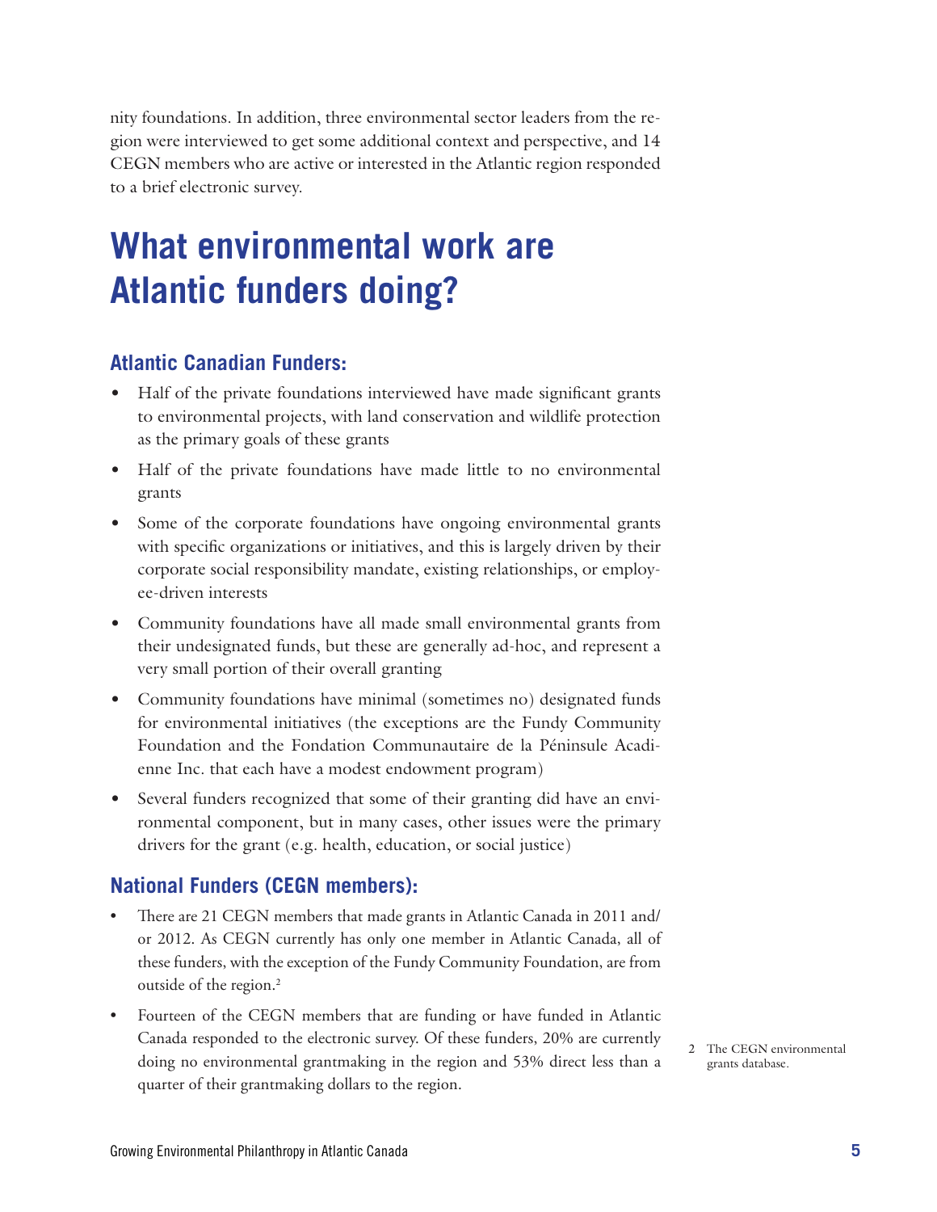nity foundations. In addition, three environmental sector leaders from the region were interviewed to get some additional context and perspective, and 14 CEGN members who are active or interested in the Atlantic region responded to a brief electronic survey.

# What environmental work are Atlantic funders doing?

### Atlantic Canadian Funders:

- Half of the private foundations interviewed have made significant grants to environmental projects, with land conservation and wildlife protection as the primary goals of these grants
- Half of the private foundations have made little to no environmental grants
- Some of the corporate foundations have ongoing environmental grants with specific organizations or initiatives, and this is largely driven by their corporate social responsibility mandate, existing relationships, or employee-driven interests
- Community foundations have all made small environmental grants from their undesignated funds, but these are generally ad-hoc, and represent a very small portion of their overall granting
- Community foundations have minimal (sometimes no) designated funds for environmental initiatives (the exceptions are the Fundy Community Foundation and the Fondation Communautaire de la Péninsule Acadienne Inc. that each have a modest endowment program)
- Several funders recognized that some of their granting did have an environmental component, but in many cases, other issues were the primary drivers for the grant (e.g. health, education, or social justice)

### National Funders (CEGN members):

- There are 21 CEGN members that made grants in Atlantic Canada in 2011 and/or 2012. As CEGN currently has only one member in Atlantic Canada, all of these funders, with the exception of the Fundy Community Foundation, are from outside of the region.[2]
- Fourteen of the CEGN members that are funding or have funded in Atlantic Canada responded to the electronic survey. Of these funders, 20% are currently doing no environmental grantmaking in the region and 53% direct less than a quarter of their grantmaking dollars to the region.

2 The CEGN environmental grants database.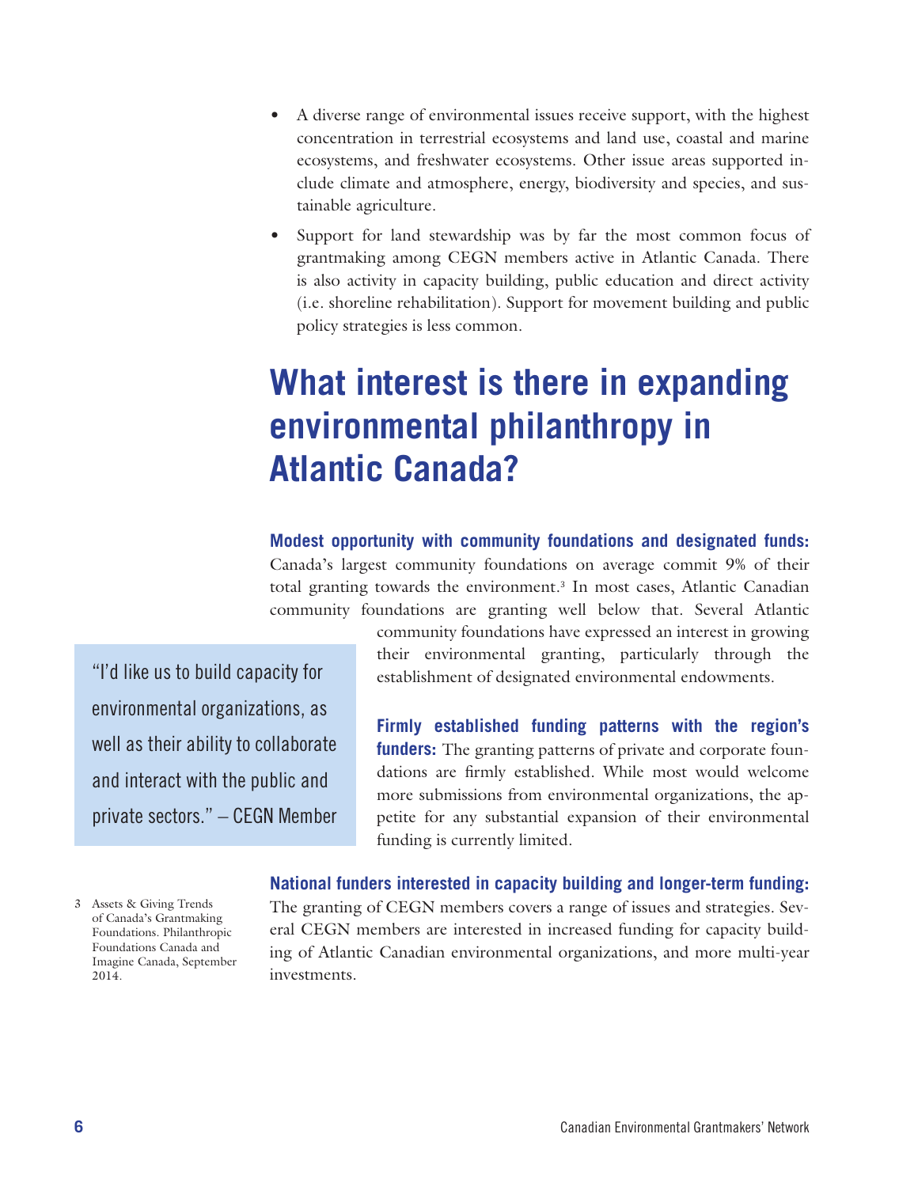- A diverse range of environmental issues receive support, with the highest concentration in terrestrial ecosystems and land use, coastal and marine ecosystems, and freshwater ecosystems. Other issue areas supported include climate and atmosphere, energy, biodiversity and species, and sustainable agriculture.
- Support for land stewardship was by far the most common focus of grantmaking among CEGN members active in Atlantic Canada. There is also activity in capacity building, public education and direct activity (i.e. shoreline rehabilitation). Support for movement building and public policy strategies is less common.

# What interest is there in expanding environmental philanthropy in Atlantic Canada?

**Modest opportunity with community foundations and designated funds:** Canada's largest community foundations on average commit 9% of their total granting towards the environment.[3] In most cases, Atlantic Canadian community foundations are granting well below that. Several Atlantic community foundations have expressed an interest in growing their environmental granting, particularly through the establishment of designated environmental endowments.

> "I'd like us to build capacity for environmental organizations, as well as their ability to collaborate and interact with the public and private sectors." – CEGN Member

**Firmly established funding patterns with the region's funders:** The granting patterns of private and corporate foundations are firmly established. While most would welcome more submissions from environmental organizations, the appetite for any substantial expansion of their environmental funding is currently limited.

**National funders interested in capacity building and longer-term funding:** The granting of CEGN members covers a range of issues and strategies. Several CEGN members are interested in increased funding for capacity building of Atlantic Canadian environmental organizations, and more multi-year investments.

3 Assets & Giving Trends of Canada's Grantmaking Foundations. Philanthropic Foundations Canada and Imagine Canada, September 2014.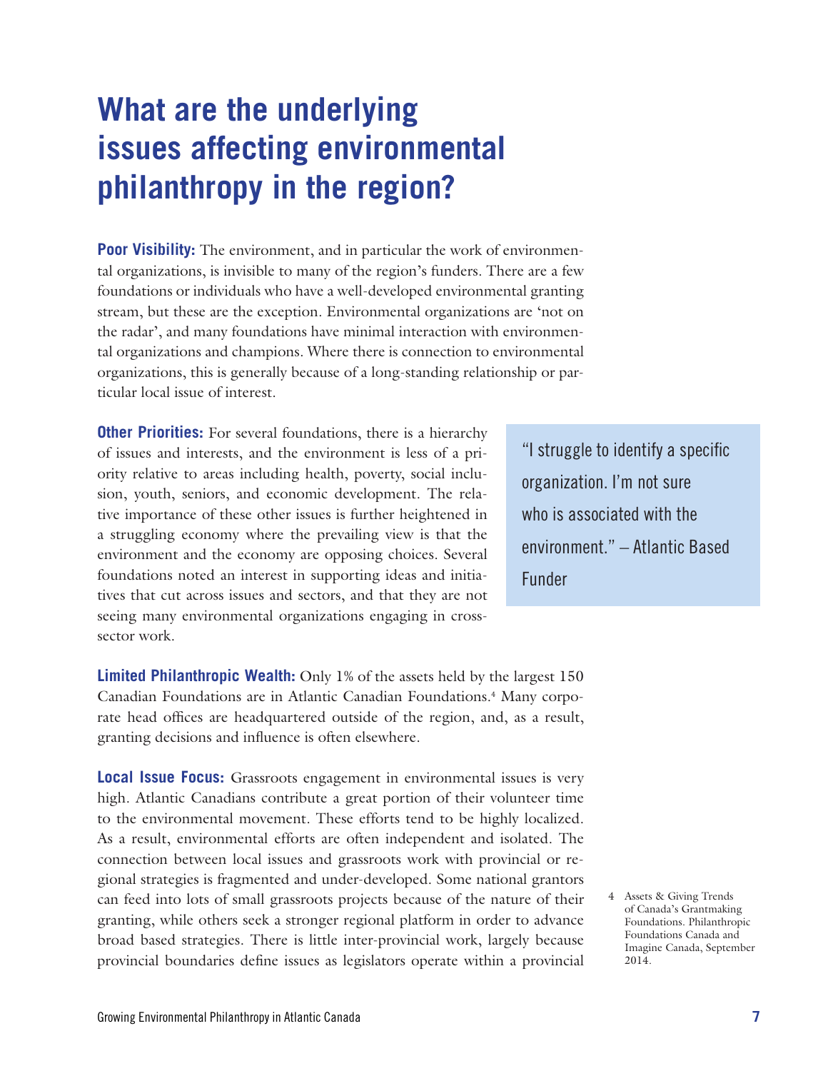# What are the underlying issues affecting environmental philanthropy in the region?

**Poor Visibility:** The environment, and in particular the work of environmental organizations, is invisible to many of the region's funders. There are a few foundations or individuals who have a well-developed environmental granting stream, but these are the exception. Environmental organizations are 'not on the radar', and many foundations have minimal interaction with environmental organizations and champions. Where there is connection to environmental organizations, this is generally because of a long-standing relationship or particular local issue of interest.

**Other Priorities:** For several foundations, there is a hierarchy of issues and interests, and the environment is less of a priority relative to areas including health, poverty, social inclusion, youth, seniors, and economic development. The relative importance of these other issues is further heightened in a struggling economy where the prevailing view is that the environment and the economy are opposing choices. Several foundations noted an interest in supporting ideas and initiatives that cut across issues and sectors, and that they are not seeing many environmental organizations engaging in cross-sector work.

> "I struggle to identify a specific organization. I'm not sure who is associated with the environment." – Atlantic Based Funder

**Limited Philanthropic Wealth:** Only 1% of the assets held by the largest 150 Canadian Foundations are in Atlantic Canadian Foundations.[4] Many corporate head offices are headquartered outside of the region, and, as a result, granting decisions and influence is often elsewhere.

**Local Issue Focus:** Grassroots engagement in environmental issues is very high. Atlantic Canadians contribute a great portion of their volunteer time to the environmental movement. These efforts tend to be highly localized. As a result, environmental efforts are often independent and isolated. The connection between local issues and grassroots work with provincial or regional strategies is fragmented and under-developed. Some national grantors can feed into lots of small grassroots projects because of the nature of their granting, while others seek a stronger regional platform in order to advance broad based strategies. There is little inter-provincial work, largely because provincial boundaries define issues as legislators operate within a provincial

4 Assets & Giving Trends of Canada's Grantmaking Foundations. Philanthropic Foundations Canada and Imagine Canada, September 2014.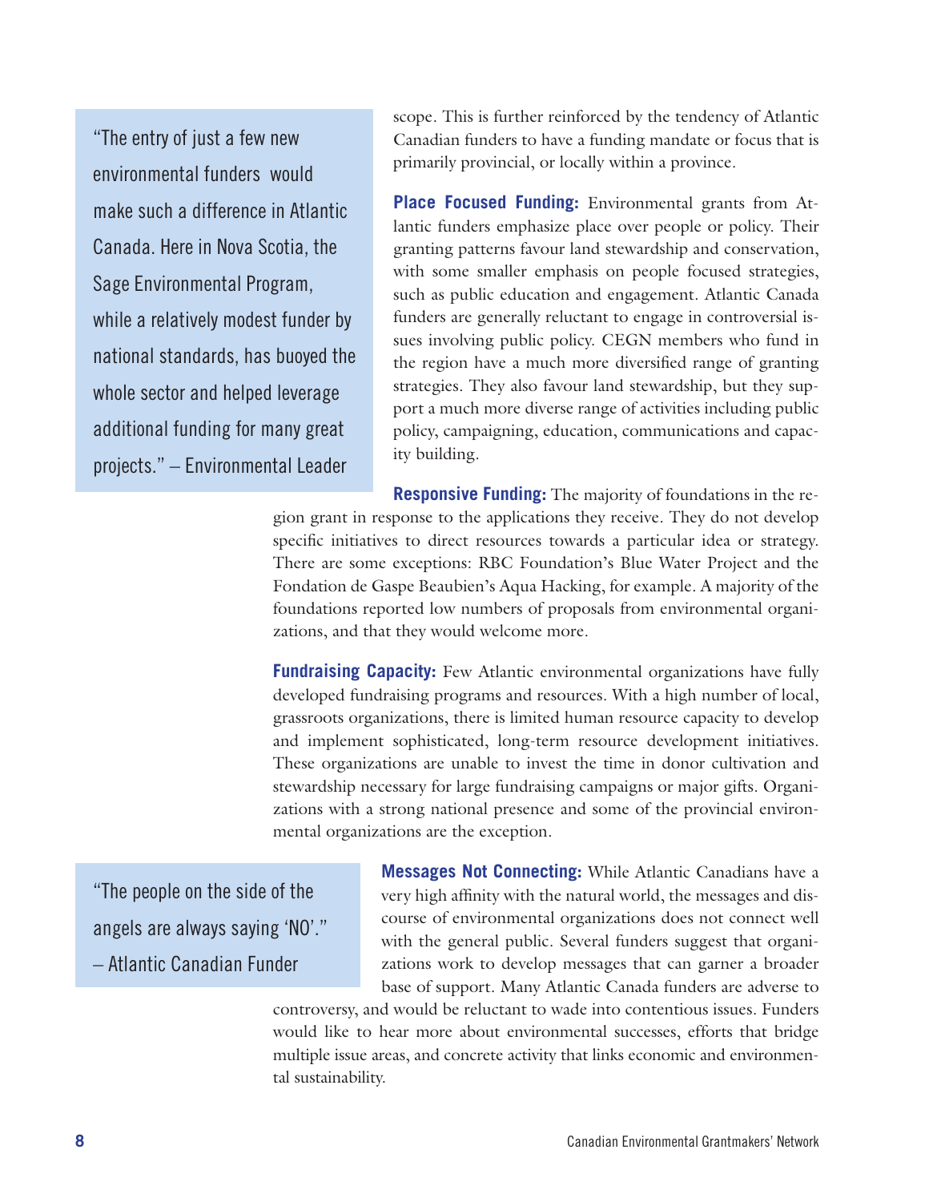> "The entry of just a few new environmental funders would make such a difference in Atlantic Canada. Here in Nova Scotia, the Sage Environmental Program, while a relatively modest funder by national standards, has buoyed the whole sector and helped leverage additional funding for many great projects." – Environmental Leader

scope. This is further reinforced by the tendency of Atlantic Canadian funders to have a funding mandate or focus that is primarily provincial, or locally within a province.

**Place Focused Funding:** Environmental grants from Atlantic funders emphasize place over people or policy. Their granting patterns favour land stewardship and conservation, with some smaller emphasis on people focused strategies, such as public education and engagement. Atlantic Canada funders are generally reluctant to engage in controversial issues involving public policy. CEGN members who fund in the region have a much more diversified range of granting strategies. They also favour land stewardship, but they support a much more diverse range of activities including public policy, campaigning, education, communications and capacity building.

**Responsive Funding:** The majority of foundations in the region grant in response to the applications they receive. They do not develop specific initiatives to direct resources towards a particular idea or strategy. There are some exceptions: RBC Foundation's Blue Water Project and the Fondation de Gaspe Beaubien's Aqua Hacking, for example. A majority of the foundations reported low numbers of proposals from environmental organizations, and that they would welcome more.

**Fundraising Capacity:** Few Atlantic environmental organizations have fully developed fundraising programs and resources. With a high number of local, grassroots organizations, there is limited human resource capacity to develop and implement sophisticated, long-term resource development initiatives. These organizations are unable to invest the time in donor cultivation and stewardship necessary for large fundraising campaigns or major gifts. Organizations with a strong national presence and some of the provincial environmental organizations are the exception.

> "The people on the side of the angels are always saying 'NO'." – Atlantic Canadian Funder

**Messages Not Connecting:** While Atlantic Canadians have a very high affinity with the natural world, the messages and discourse of environmental organizations does not connect well with the general public. Several funders suggest that organizations work to develop messages that can garner a broader base of support. Many Atlantic Canada funders are adverse to controversy, and would be reluctant to wade into contentious issues. Funders would like to hear more about environmental successes, efforts that bridge multiple issue areas, and concrete activity that links economic and environmental sustainability.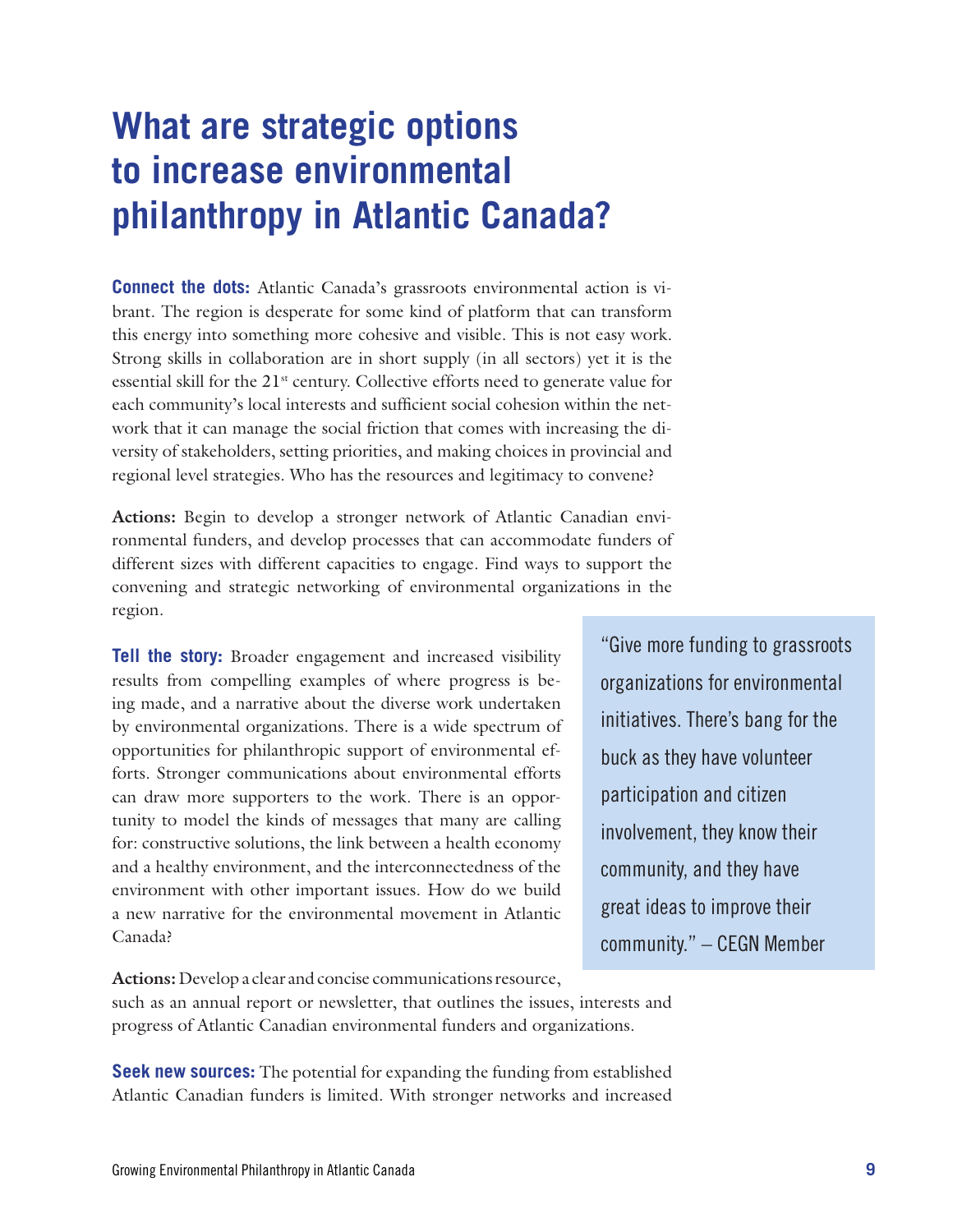# What are strategic options to increase environmental philanthropy in Atlantic Canada?

**Connect the dots:** Atlantic Canada's grassroots environmental action is vibrant. The region is desperate for some kind of platform that can transform this energy into something more cohesive and visible. This is not easy work. Strong skills in collaboration are in short supply (in all sectors) yet it is the essential skill for the 21st century. Collective efforts need to generate value for each community's local interests and sufficient social cohesion within the network that it can manage the social friction that comes with increasing the diversity of stakeholders, setting priorities, and making choices in provincial and regional level strategies. Who has the resources and legitimacy to convene?

**Actions:** Begin to develop a stronger network of Atlantic Canadian environmental funders, and develop processes that can accommodate funders of different sizes with different capacities to engage. Find ways to support the convening and strategic networking of environmental organizations in the region.

**Tell the story:** Broader engagement and increased visibility results from compelling examples of where progress is being made, and a narrative about the diverse work undertaken by environmental organizations. There is a wide spectrum of opportunities for philanthropic support of environmental efforts. Stronger communications about environmental efforts can draw more supporters to the work. There is an opportunity to model the kinds of messages that many are calling for: constructive solutions, the link between a health economy and a healthy environment, and the interconnectedness of the environment with other important issues. How do we build a new narrative for the environmental movement in Atlantic Canada?

> "Give more funding to grassroots organizations for environmental initiatives. There's bang for the buck as they have volunteer participation and citizen involvement, they know their community, and they have great ideas to improve their community." – CEGN Member

**Actions:** Develop a clear and concise communications resource, such as an annual report or newsletter, that outlines the issues, interests and progress of Atlantic Canadian environmental funders and organizations.

**Seek new sources:** The potential for expanding the funding from established Atlantic Canadian funders is limited. With stronger networks and increased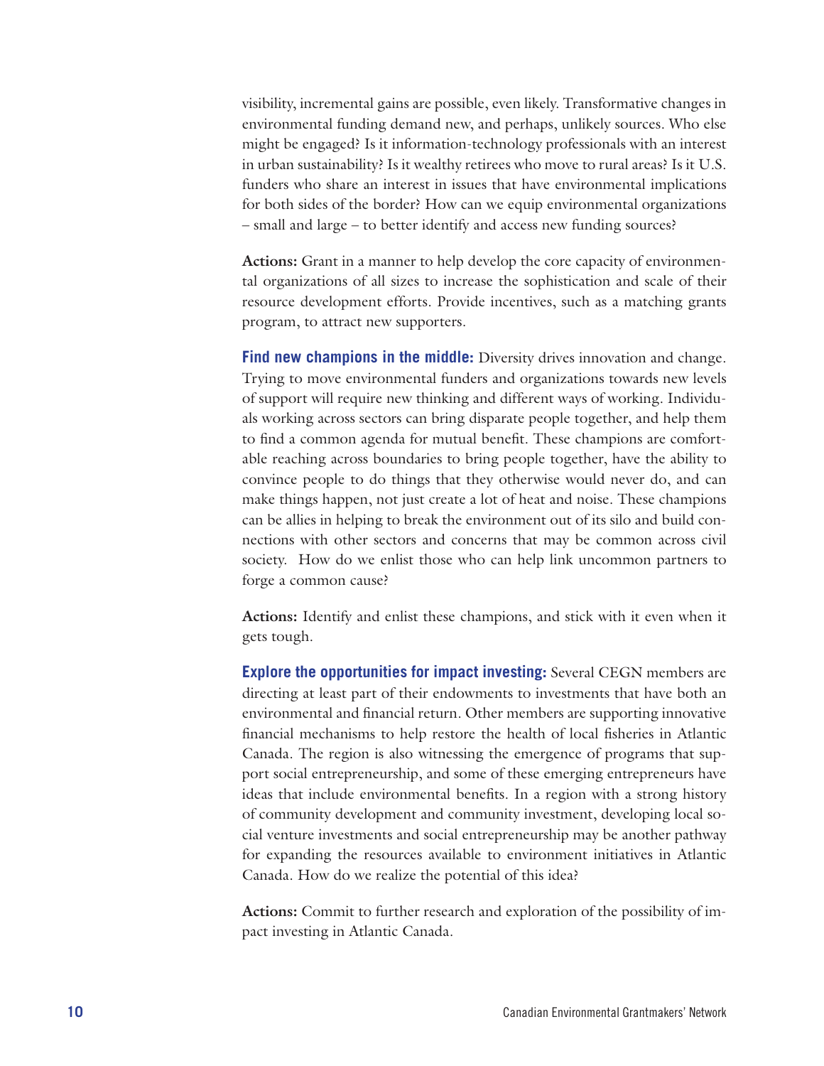visibility, incremental gains are possible, even likely. Transformative changes in environmental funding demand new, and perhaps, unlikely sources. Who else might be engaged? Is it information-technology professionals with an interest in urban sustainability? Is it wealthy retirees who move to rural areas? Is it U.S. funders who share an interest in issues that have environmental implications for both sides of the border? How can we equip environmental organizations – small and large – to better identify and access new funding sources?

**Actions:** Grant in a manner to help develop the core capacity of environmental organizations of all sizes to increase the sophistication and scale of their resource development efforts. Provide incentives, such as a matching grants program, to attract new supporters.

**Find new champions in the middle:** Diversity drives innovation and change. Trying to move environmental funders and organizations towards new levels of support will require new thinking and different ways of working. Individuals working across sectors can bring disparate people together, and help them to find a common agenda for mutual benefit. These champions are comfortable reaching across boundaries to bring people together, have the ability to convince people to do things that they otherwise would never do, and can make things happen, not just create a lot of heat and noise. These champions can be allies in helping to break the environment out of its silo and build connections with other sectors and concerns that may be common across civil society. How do we enlist those who can help link uncommon partners to forge a common cause?

**Actions:** Identify and enlist these champions, and stick with it even when it gets tough.

**Explore the opportunities for impact investing:** Several CEGN members are directing at least part of their endowments to investments that have both an environmental and financial return. Other members are supporting innovative financial mechanisms to help restore the health of local fisheries in Atlantic Canada. The region is also witnessing the emergence of programs that support social entrepreneurship, and some of these emerging entrepreneurs have ideas that include environmental benefits. In a region with a strong history of community development and community investment, developing local social venture investments and social entrepreneurship may be another pathway for expanding the resources available to environment initiatives in Atlantic Canada. How do we realize the potential of this idea?

**Actions:** Commit to further research and exploration of the possibility of impact investing in Atlantic Canada.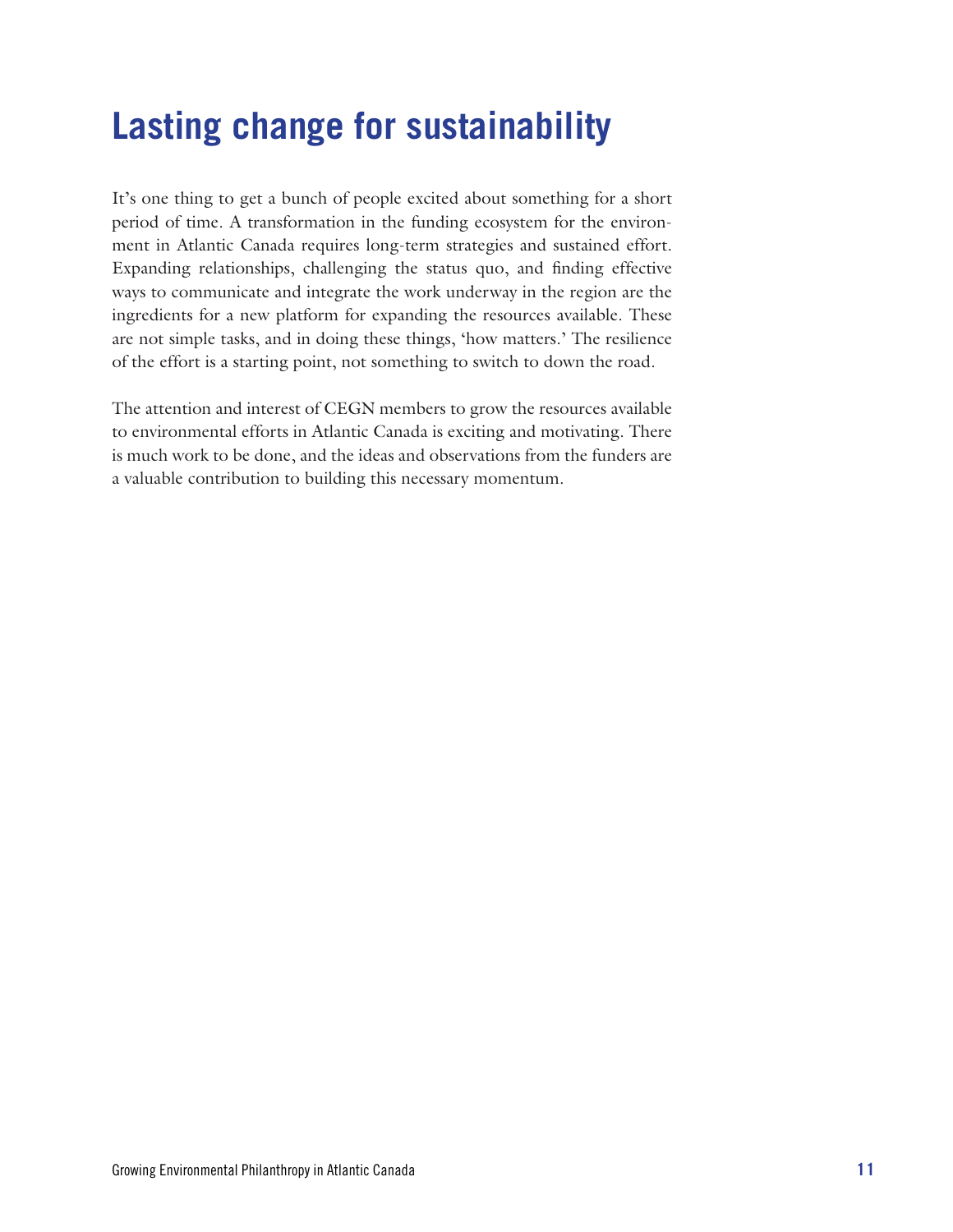# Lasting change for sustainability

It's one thing to get a bunch of people excited about something for a short period of time. A transformation in the funding ecosystem for the environment in Atlantic Canada requires long-term strategies and sustained effort. Expanding relationships, challenging the status quo, and finding effective ways to communicate and integrate the work underway in the region are the ingredients for a new platform for expanding the resources available. These are not simple tasks, and in doing these things, 'how matters.' The resilience of the effort is a starting point, not something to switch to down the road.

The attention and interest of CEGN members to grow the resources available to environmental efforts in Atlantic Canada is exciting and motivating. There is much work to be done, and the ideas and observations from the funders are a valuable contribution to building this necessary momentum.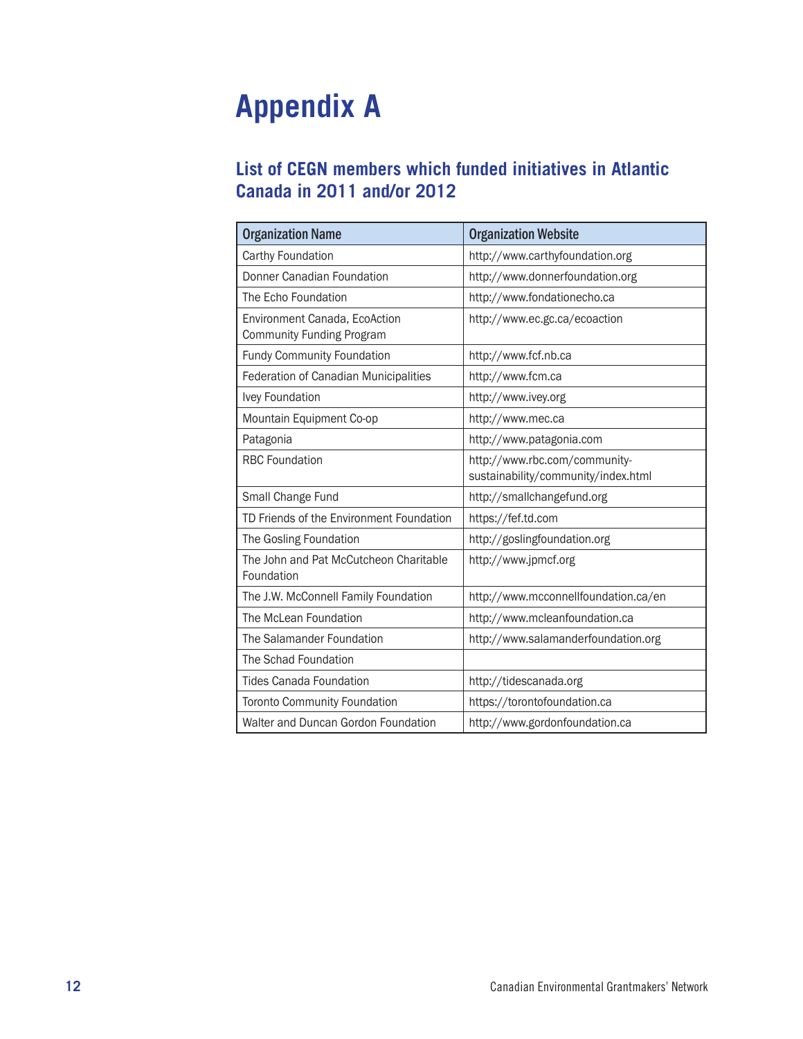# Appendix A

## List of CEGN members which funded initiatives in Atlantic Canada in 2011 and/or 2012

| Organization Name | Organization Website |
|---|---|
| Carthy Foundation | http://www.carthyfoundation.org |
| Donner Canadian Foundation | http://www.donnerfoundation.org |
| The Echo Foundation | http://www.fondationecho.ca |
| Environment Canada, EcoAction Community Funding Program | http://www.ec.gc.ca/ecoaction |
| Fundy Community Foundation | http://www.fcf.nb.ca |
| Federation of Canadian Municipalities | http://www.fcm.ca |
| Ivey Foundation | http://www.ivey.org |
| Mountain Equipment Co-op | http://www.mec.ca |
| Patagonia | http://www.patagonia.com |
| RBC Foundation | http://www.rbc.com/community-sustainability/community/index.html |
| Small Change Fund | http://smallchangefund.org |
| TD Friends of the Environment Foundation | https://fef.td.com |
| The Gosling Foundation | http://goslingfoundation.org |
| The John and Pat McCutcheon Charitable Foundation | http://www.jpmcf.org |
| The J.W. McConnell Family Foundation | http://www.mcconnellfoundation.ca/en |
| The McLean Foundation | http://www.mcleanfoundation.ca |
| The Salamander Foundation | http://www.salamanderfoundation.org |
| The Schad Foundation | |
| Tides Canada Foundation | http://tidescanada.org |
| Toronto Community Foundation | https://torontofoundation.ca |
| Walter and Duncan Gordon Foundation | http://www.gordonfoundation.ca |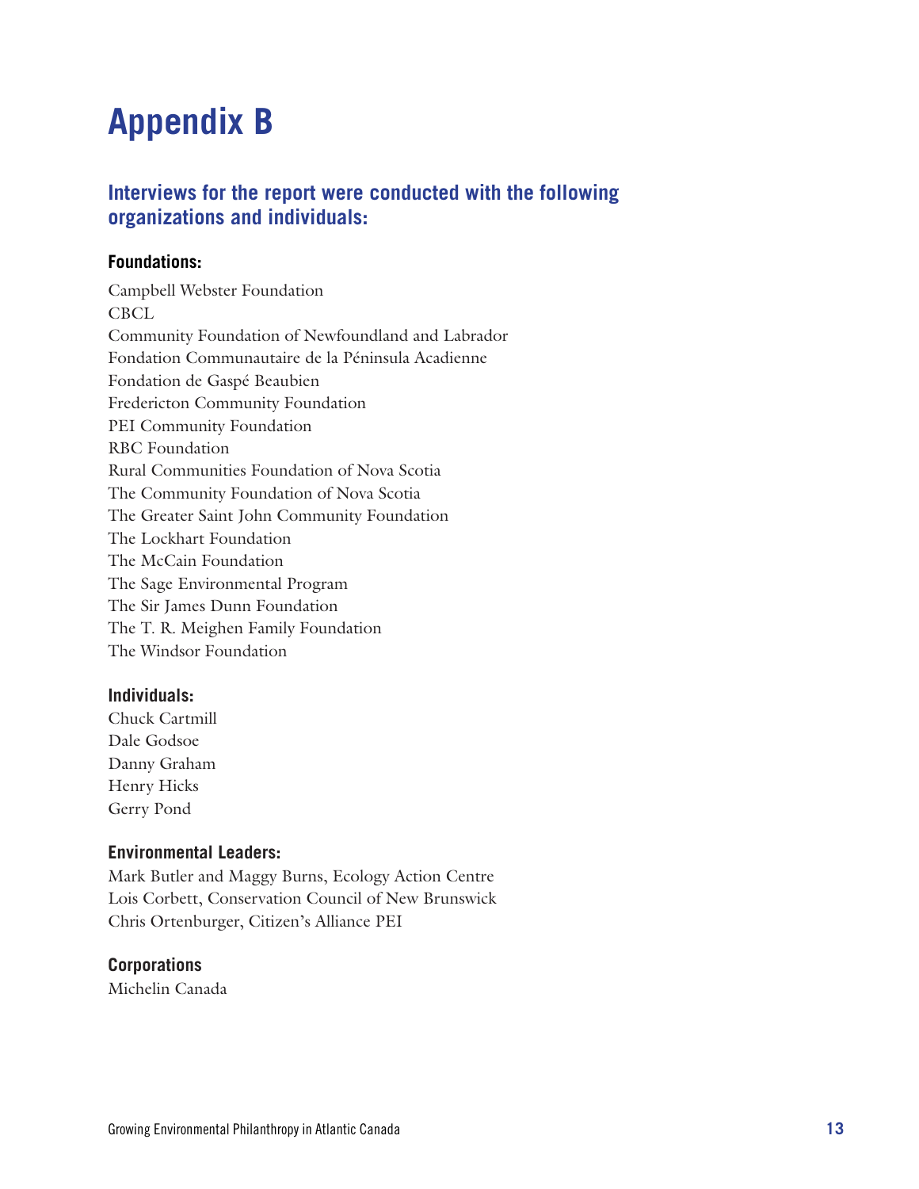# Appendix B

## Interviews for the report were conducted with the following organizations and individuals:

### Foundations:

Campbell Webster Foundation
CBCL
Community Foundation of Newfoundland and Labrador
Fondation Communautaire de la Péninsula Acadienne
Fondation de Gaspé Beaubien
Fredericton Community Foundation
PEI Community Foundation
RBC Foundation
Rural Communities Foundation of Nova Scotia
The Community Foundation of Nova Scotia
The Greater Saint John Community Foundation
The Lockhart Foundation
The McCain Foundation
The Sage Environmental Program
The Sir James Dunn Foundation
The T. R. Meighen Family Foundation
The Windsor Foundation

### Individuals:

Chuck Cartmill
Dale Godsoe
Danny Graham
Henry Hicks
Gerry Pond

### Environmental Leaders:

Mark Butler and Maggy Burns, Ecology Action Centre
Lois Corbett, Conservation Council of New Brunswick
Chris Ortenburger, Citizen's Alliance PEI

### Corporations

Michelin Canada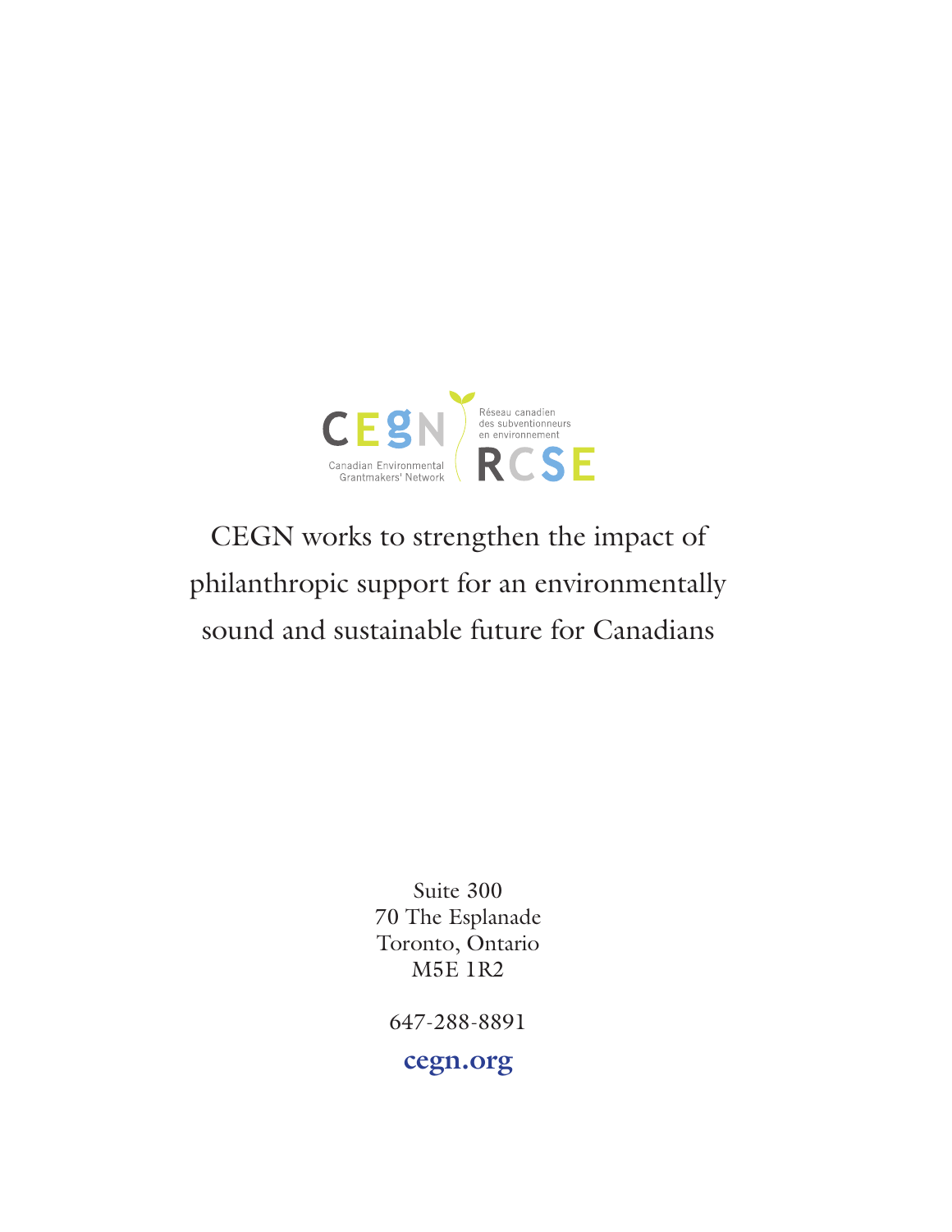CEGN

Canadian Environmental Grantmakers' Network

Réseau canadien des subventionneurs en environnement

RCSE

CEGN works to strengthen the impact of philanthropic support for an environmentally sound and sustainable future for Canadians

Suite 300
70 The Esplanade
Toronto, Ontario
M5E 1R2

647-288-8891

**cegn.org**